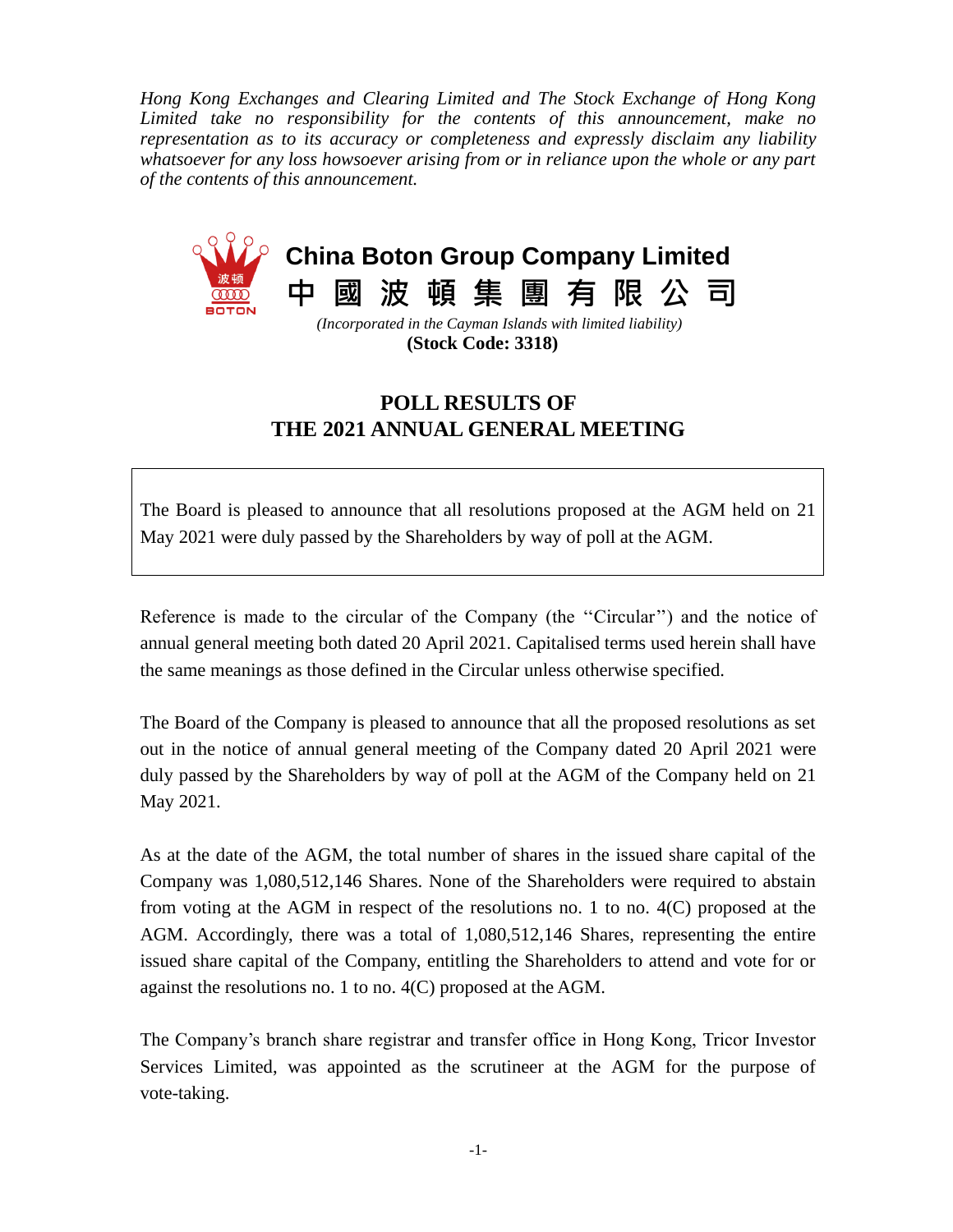*Hong Kong Exchanges and Clearing Limited and The Stock Exchange of Hong Kong Limited take no responsibility for the contents of this announcement, make no representation as to its accuracy or completeness and expressly disclaim any liability whatsoever for any loss howsoever arising from or in reliance upon the whole or any part of the contents of this announcement.*

# China Boton Group Company Limited
# 中 國 波 頓 集 團 有 限 公 司

*(Incorporated in the Cayman Islands with limited liability)*

**(Stock Code: 3318)**

## POLL RESULTS OF THE 2021 ANNUAL GENERAL MEETING

The Board is pleased to announce that all resolutions proposed at the AGM held on 21 May 2021 were duly passed by the Shareholders by way of poll at the AGM.

Reference is made to the circular of the Company (the ''Circular'') and the notice of annual general meeting both dated 20 April 2021. Capitalised terms used herein shall have the same meanings as those defined in the Circular unless otherwise specified.

The Board of the Company is pleased to announce that all the proposed resolutions as set out in the notice of annual general meeting of the Company dated 20 April 2021 were duly passed by the Shareholders by way of poll at the AGM of the Company held on 21 May 2021.

As at the date of the AGM, the total number of shares in the issued share capital of the Company was 1,080,512,146 Shares. None of the Shareholders were required to abstain from voting at the AGM in respect of the resolutions no. 1 to no. 4(C) proposed at the AGM. Accordingly, there was a total of 1,080,512,146 Shares, representing the entire issued share capital of the Company, entitling the Shareholders to attend and vote for or against the resolutions no. 1 to no. 4(C) proposed at the AGM.

The Company's branch share registrar and transfer office in Hong Kong, Tricor Investor Services Limited, was appointed as the scrutineer at the AGM for the purpose of vote-taking.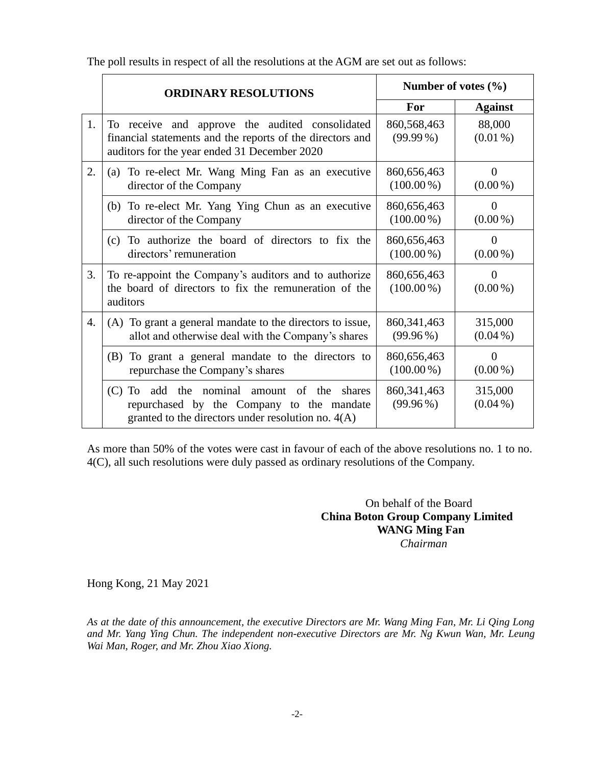The poll results in respect of all the resolutions at the AGM are set out as follows:

| | ORDINARY RESOLUTIONS | Number of votes (%) | |
|---|---|---|---|
| | | For | Against |
| 1. | To receive and approve the audited consolidated financial statements and the reports of the directors and auditors for the year ended 31 December 2020 | 860,568,463 (99.99 %) | 88,000 (0.01 %) |
| 2. | (a) To re-elect Mr. Wang Ming Fan as an executive director of the Company | 860,656,463 (100.00 %) | 0 (0.00 %) |
| | (b) To re-elect Mr. Yang Ying Chun as an executive director of the Company | 860,656,463 (100.00 %) | 0 (0.00 %) |
| | (c) To authorize the board of directors to fix the directors' remuneration | 860,656,463 (100.00 %) | 0 (0.00 %) |
| 3. | To re-appoint the Company's auditors and to authorize the board of directors to fix the remuneration of the auditors | 860,656,463 (100.00 %) | 0 (0.00 %) |
| 4. | (A) To grant a general mandate to the directors to issue, allot and otherwise deal with the Company's shares | 860,341,463 (99.96 %) | 315,000 (0.04 %) |
| | (B) To grant a general mandate to the directors to repurchase the Company's shares | 860,656,463 (100.00 %) | 0 (0.00 %) |
| | (C) To add the nominal amount of the shares repurchased by the Company to the mandate granted to the directors under resolution no. 4(A) | 860,341,463 (99.96 %) | 315,000 (0.04 %) |

As more than 50% of the votes were cast in favour of each of the above resolutions no. 1 to no. 4(C), all such resolutions were duly passed as ordinary resolutions of the Company.

On behalf of the Board
**China Boton Group Company Limited**
**WANG Ming Fan**
*Chairman*

Hong Kong, 21 May 2021

*As at the date of this announcement, the executive Directors are Mr. Wang Ming Fan, Mr. Li Qing Long and Mr. Yang Ying Chun. The independent non-executive Directors are Mr. Ng Kwun Wan, Mr. Leung Wai Man, Roger, and Mr. Zhou Xiao Xiong.*